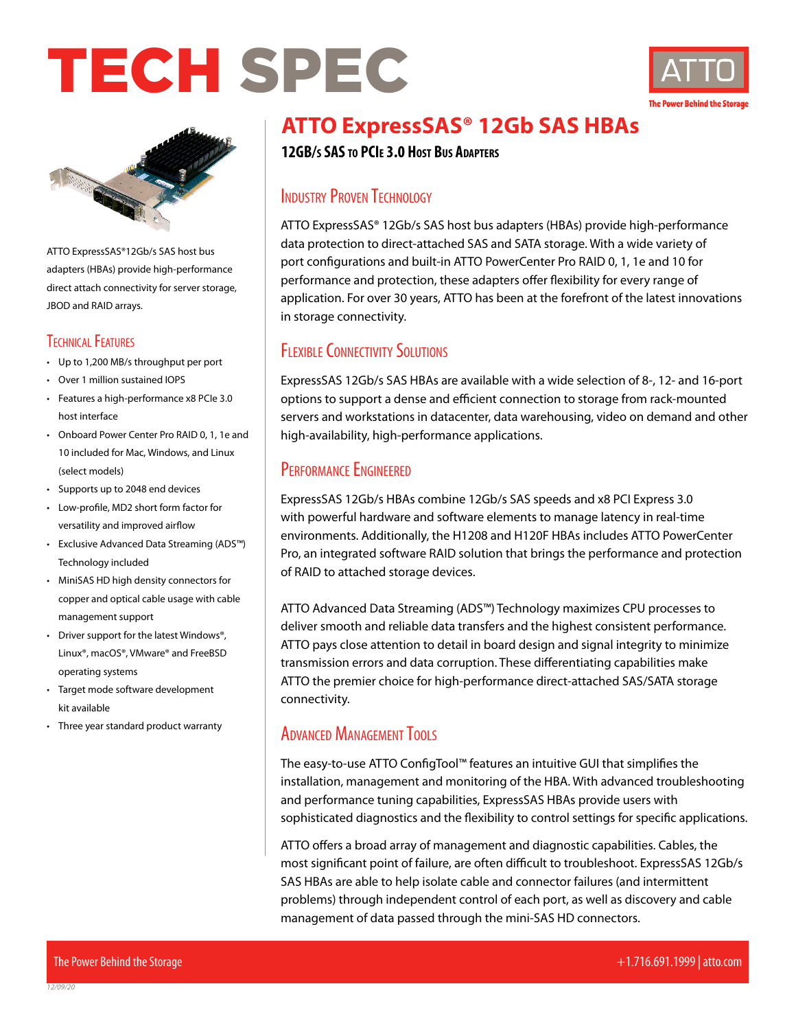# TECH SPEC

ATTO

The Power Behind the Storage

ATTO ExpressSAS®12Gb/s SAS host bus adapters (HBAs) provide high-performance direct attach connectivity for server storage, JBOD and RAID arrays.

## Technical Features

- Up to 1,200 MB/s throughput per port
- Over 1 million sustained IOPS
- Features a high-performance x8 PCIe 3.0 host interface
- Onboard Power Center Pro RAID 0, 1, 1e and 10 included for Mac, Windows, and Linux (select models)
- Supports up to 2048 end devices
- Low-profile, MD2 short form factor for versatility and improved airflow
- Exclusive Advanced Data Streaming (ADS™) Technology included
- MiniSAS HD high density connectors for copper and optical cable usage with cable management support
- Driver support for the latest Windows®, Linux®, macOS®, VMware® and FreeBSD operating systems
- Target mode software development kit available
- Three year standard product warranty

# ATTO ExpressSAS® 12Gb SAS HBAs

**12Gb/s SAS to PCIe 3.0 Host Bus Adapters**

## Industry Proven Technology

ATTO ExpressSAS® 12Gb/s SAS host bus adapters (HBAs) provide high-performance data protection to direct-attached SAS and SATA storage. With a wide variety of port configurations and built-in ATTO PowerCenter Pro RAID 0, 1, 1e and 10 for performance and protection, these adapters offer flexibility for every range of application. For over 30 years, ATTO has been at the forefront of the latest innovations in storage connectivity.

## Flexible Connectivity Solutions

ExpressSAS 12Gb/s SAS HBAs are available with a wide selection of 8-, 12- and 16-port options to support a dense and efficient connection to storage from rack-mounted servers and workstations in datacenter, data warehousing, video on demand and other high-availability, high-performance applications.

## Performance Engineered

ExpressSAS 12Gb/s HBAs combine 12Gb/s SAS speeds and x8 PCI Express 3.0 with powerful hardware and software elements to manage latency in real-time environments. Additionally, the H1208 and H120F HBAs includes ATTO PowerCenter Pro, an integrated software RAID solution that brings the performance and protection of RAID to attached storage devices.

ATTO Advanced Data Streaming (ADS™) Technology maximizes CPU processes to deliver smooth and reliable data transfers and the highest consistent performance. ATTO pays close attention to detail in board design and signal integrity to minimize transmission errors and data corruption. These differentiating capabilities make ATTO the premier choice for high-performance direct-attached SAS/SATA storage connectivity.

## Advanced Management Tools

The easy-to-use ATTO ConfigTool™ features an intuitive GUI that simplifies the installation, management and monitoring of the HBA. With advanced troubleshooting and performance tuning capabilities, ExpressSAS HBAs provide users with sophisticated diagnostics and the flexibility to control settings for specific applications.

ATTO offers a broad array of management and diagnostic capabilities. Cables, the most significant point of failure, are often difficult to troubleshoot. ExpressSAS 12Gb/s SAS HBAs are able to help isolate cable and connector failures (and intermittent problems) through independent control of each port, as well as discovery and cable management of data passed through the mini-SAS HD connectors.

The Power Behind the Storage | +1.716.691.1999 | atto.com

12/09/20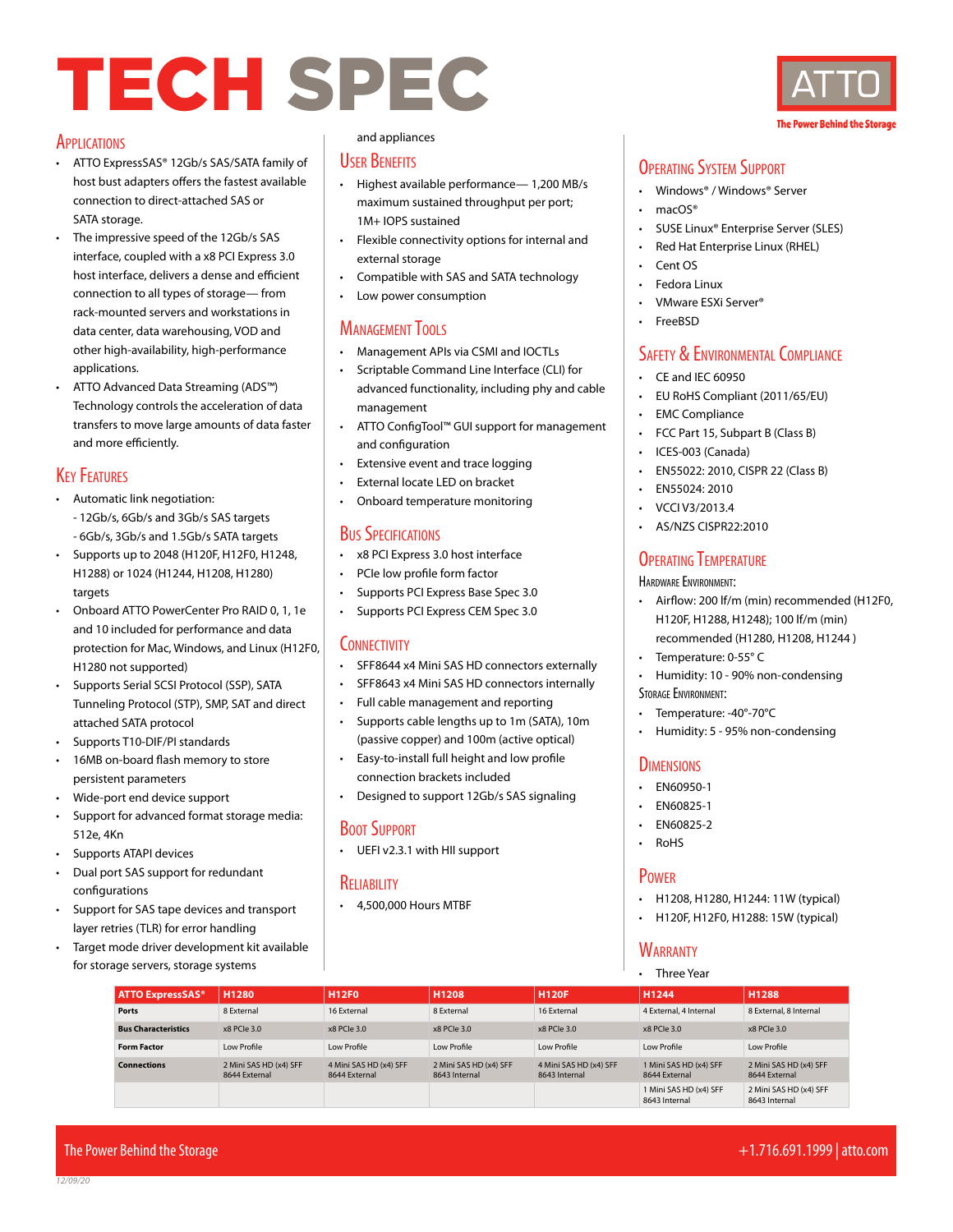# TECH SPEC

ATTO
The Power Behind the Storage

## Applications

- ATTO ExpressSAS® 12Gb/s SAS/SATA family of host bust adapters offers the fastest available connection to direct-attached SAS or SATA storage.
- The impressive speed of the 12Gb/s SAS interface, coupled with a x8 PCI Express 3.0 host interface, delivers a dense and efficient connection to all types of storage— from rack-mounted servers and workstations in data center, data warehousing, VOD and other high-availability, high-performance applications.
- ATTO Advanced Data Streaming (ADS™) Technology controls the acceleration of data transfers to move large amounts of data faster and more efficiently.

## Key Features

- Automatic link negotiation:
  - 12Gb/s, 6Gb/s and 3Gb/s SAS targets
  - 6Gb/s, 3Gb/s and 1.5Gb/s SATA targets
- Supports up to 2048 (H120F, H12F0, H1248, H1288) or 1024 (H1244, H1208, H1280) targets
- Onboard ATTO PowerCenter Pro RAID 0, 1, 1e and 10 included for performance and data protection for Mac, Windows, and Linux (H12F0, H1280 not supported)
- Supports Serial SCSI Protocol (SSP), SATA Tunneling Protocol (STP), SMP, SAT and direct attached SATA protocol
- Supports T10-DIF/PI standards
- 16MB on-board flash memory to store persistent parameters
- Wide-port end device support
- Support for advanced format storage media: 512e, 4Kn
- Supports ATAPI devices
- Dual port SAS support for redundant configurations
- Support for SAS tape devices and transport layer retries (TLR) for error handling
- Target mode driver development kit available for storage servers, storage systems and appliances

## User Benefits

- Highest available performance— 1,200 MB/s maximum sustained throughput per port; 1M+ IOPS sustained
- Flexible connectivity options for internal and external storage
- Compatible with SAS and SATA technology
- Low power consumption

## Management Tools

- Management APIs via CSMI and IOCTLs
- Scriptable Command Line Interface (CLI) for advanced functionality, including phy and cable management
- ATTO ConfigTool™ GUI support for management and configuration
- Extensive event and trace logging
- External locate LED on bracket
- Onboard temperature monitoring

## Bus Specifications

- x8 PCI Express 3.0 host interface
- PCIe low profile form factor
- Supports PCI Express Base Spec 3.0
- Supports PCI Express CEM Spec 3.0

## Connectivity

- SFF8644 x4 Mini SAS HD connectors externally
- SFF8643 x4 Mini SAS HD connectors internally
- Full cable management and reporting
- Supports cable lengths up to 1m (SATA), 10m (passive copper) and 100m (active optical)
- Easy-to-install full height and low profile connection brackets included
- Designed to support 12Gb/s SAS signaling

## Boot Support

- UEFI v2.3.1 with HII support

## Reliability

- 4,500,000 Hours MTBF

## Operating System Support

- Windows® / Windows® Server
- macOS®
- SUSE Linux® Enterprise Server (SLES)
- Red Hat Enterprise Linux (RHEL)
- Cent OS
- Fedora Linux
- VMware ESXi Server®
- FreeBSD

## Safety & Environmental Compliance

- CE and IEC 60950
- EU RoHS Compliant (2011/65/EU)
- EMC Compliance
- FCC Part 15, Subpart B (Class B)
- ICES-003 (Canada)
- EN55022: 2010, CISPR 22 (Class B)
- EN55024: 2010
- VCCI V3/2013.4
- AS/NZS CISPR22:2010

## Operating Temperature

Hardware Environment:

- Airflow: 200 lf/m (min) recommended (H12F0, H120F, H1288, H1248); 100 lf/m (min) recommended (H1280, H1208, H1244 )
- Temperature: 0-55° C
- Humidity: 10 - 90% non-condensing

Storage Environment:

- Temperature: -40°-70°C
- Humidity: 5 - 95% non-condensing

## Dimensions

- EN60950-1
- EN60825-1
- EN60825-2
- RoHS

## Power

- H1208, H1280, H1244: 11W (typical)
- H120F, H12F0, H1288: 15W (typical)

## Warranty

- Three Year

| ATTO ExpressSAS® | H1280 | H12F0 | H1208 | H120F | H1244 | H1288 |
|---|---|---|---|---|---|---|
| **Ports** | 8 External | 16 External | 8 External | 16 External | 4 External, 4 Internal | 8 External, 8 Internal |
| **Bus Characteristics** | x8 PCIe 3.0 | x8 PCIe 3.0 | x8 PCIe 3.0 | x8 PCIe 3.0 | x8 PCIe 3.0 | x8 PCIe 3.0 |
| **Form Factor** | Low Profile | Low Profile | Low Profile | Low Profile | Low Profile | Low Profile |
| **Connections** | 2 Mini SAS HD (x4) SFF 8644 External | 4 Mini SAS HD (x4) SFF 8644 External | 2 Mini SAS HD (x4) SFF 8643 Internal | 4 Mini SAS HD (x4) SFF 8643 Internal | 1 Mini SAS HD (x4) SFF 8644 External | 2 Mini SAS HD (x4) SFF 8644 External |
| | | | | | 1 Mini SAS HD (x4) SFF 8643 Internal | 2 Mini SAS HD (x4) SFF 8643 Internal |

The Power Behind the Storage — +1.716.691.1999 | atto.com

12/09/20